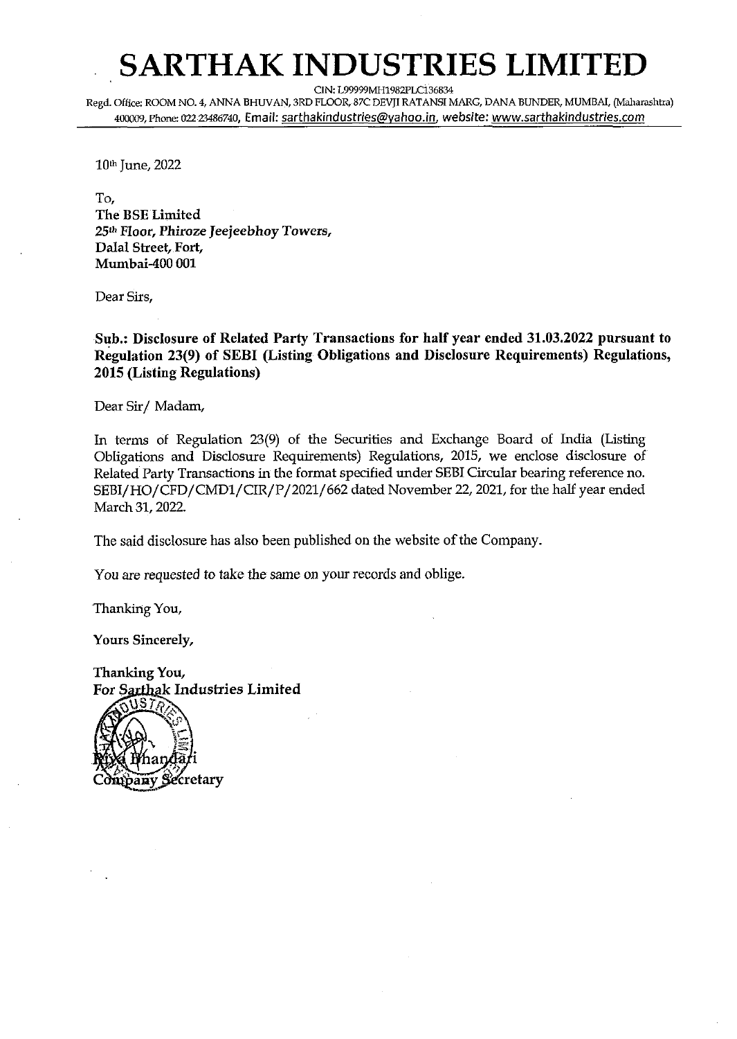# SARTHAK INDUSTRIES LIMITED

CIN: L99999MH1982PLC136834

Regd. Office: ROOM NO. 4, ANNA BHUVAN, 3RD FLOOR, 87C DEVJI RATANSI MARG, DANA BUNDER, MUMBAI, (Maharashtra) 400009, Phone: 022 23486740, Email: sarthakindustries@yahoo.in, website: www.sarthakindustries.com

10th June, 2022

To,
**The BSE Limited**
**25th Floor, Phiroze Jeejeebhoy Towers,**
**Dalal Street, Fort,**
**Mumbai-400 001**

Dear Sirs,

**Sub.: Disclosure of Related Party Transactions for half year ended 31.03.2022 pursuant to Regulation 23(9) of SEBI (Listing Obligations and Disclosure Requirements) Regulations, 2015 (Listing Regulations)**

Dear Sir/ Madam,

In terms of Regulation 23(9) of the Securities and Exchange Board of India (Listing Obligations and Disclosure Requirements) Regulations, 2015, we enclose disclosure of Related Party Transactions in the format specified under SEBI Circular bearing reference no. SEBI/HO/CFD/CMD1/CIR/P/2021/662 dated November 22, 2021, for the half year ended March 31, 2022.

The said disclosure has also been published on the website of the Company.

You are requested to take the same on your records and oblige.

Thanking You,

**Yours Sincerely,**

**Thanking You,**
**For Sarthak Industries Limited**

Riya Bhandari
Company Secretary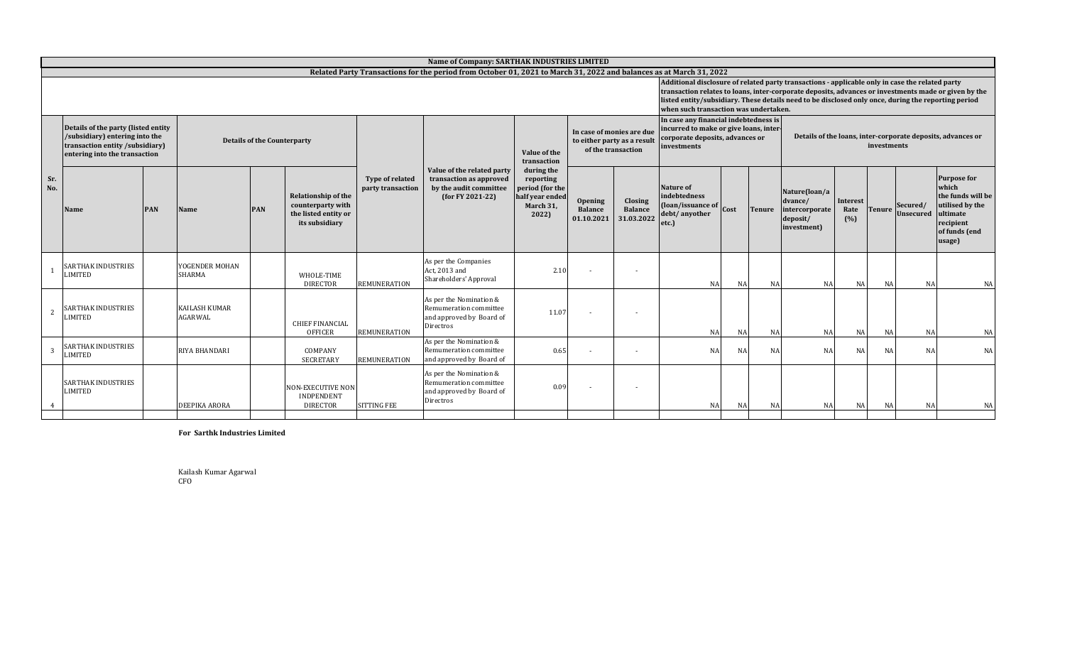# Name of Company: SARTHAK INDUSTRIES LIMITED

## Related Party Transactions for the period from October 01, 2021 to March 31, 2022 and balances as at March 31, 2022

| Sr. No. | Details of the party (listed entity /subsidiary) entering into the transaction entity /subsidiary) entering into the transaction | | Details of the Counterparty | | | Type of related party transaction | Value of the related party transaction as approved by the audit committee (for FY 2021-22) | Value of the transaction during the reporting period (for the half year ended March 31, 2022) | In case of monies are due to either party as a result of the transaction | | Additional disclosure of related party transactions - applicable only in case the related party transaction relates to loans, inter-corporate deposits, advances or investments made or given by the listed entity/subsidiary. These details need to be disclosed only once, during the reporting period when such transaction was undertaken. In case any financial indebtedness is incurred to make or give loans, inter-corporate deposits, advances or investments | | | Details of the loans, inter-corporate deposits, advances or investments | | | | |
|---|---|---|---|---|---|---|---|---|---|---|---|---|---|---|---|---|---|---|
| | Name | PAN | Name | PAN | Relationship of the counterparty with the listed entity or its subsidiary | | | | Opening Balance 01.10.2021 | Closing Balance 31.03.2022 | Nature of indebtedness (loan/issuance of debt/ anyother etc.) | Cost | Tenure | Nature(loan/advance/ intercorporate deposit/ investment) | Interest Rate (%) | Tenure | Secured/ Unsecured | Purpose for which the funds will be utilised by the ultimate recipient of funds (end usage) |
| 1 | SARTHAK INDUSTRIES LIMITED | | YOGENDER MOHAN SHARMA | | WHOLE-TIME DIRECTOR | REMUNERATION | As per the Companies Act, 2013 and Shareholders' Approval | 2.10 | - | - | NA | NA | NA | NA | NA | NA | NA | NA |
| 2 | SARTHAK INDUSTRIES LIMITED | | KAILASH KUMAR AGARWAL | | CHIEF FINANCIAL OFFICER | REMUNERATION | As per the Nomination & Remuneration committee and approved by Board of Directros | 11.07 | - | - | NA | NA | NA | NA | NA | NA | NA | NA |
| 3 | SARTHAK INDUSTRIES LIMITED | | RIYA BHANDARI | | COMPANY SECRETARY | REMUNERATION | As per the Nomination & Remuneration committee and approved by Board of | 0.65 | - | - | NA | NA | NA | NA | NA | NA | NA | NA |
| 4 | SARTHAK INDUSTRIES LIMITED | | DEEPIKA ARORA | | NON-EXECUTIVE NON INDPENDENT DIRECTOR | SITTING FEE | As per the Nomination & Remuneration committee and approved by Board of Directros | 0.09 | - | - | NA | NA | NA | NA | NA | NA | NA | NA |

**For Sarthk Industries Limited**

Kailash Kumar Agarwal
CFO